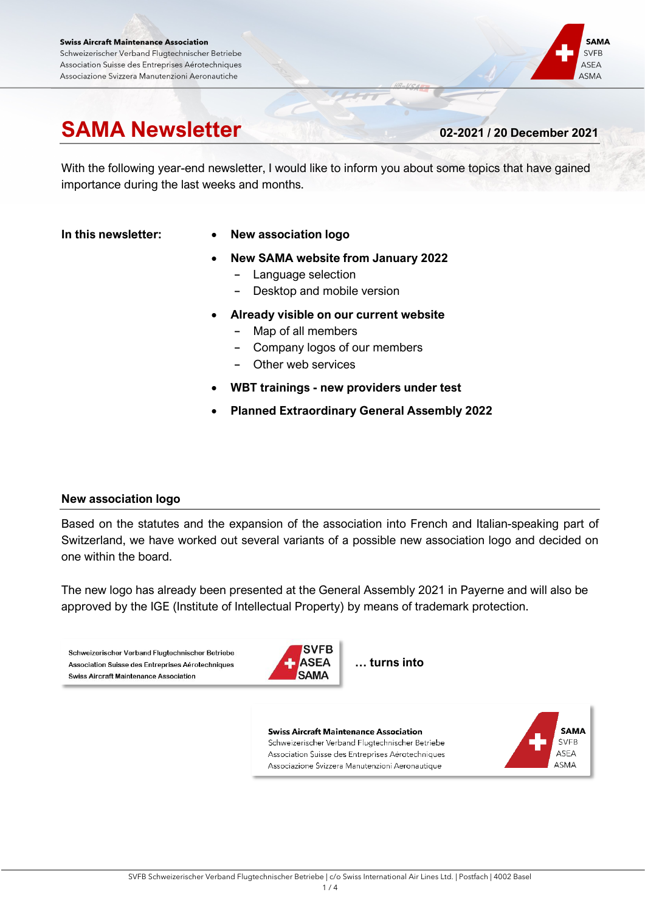Swiss Aircraft Maintenance Association
Schweizerischer Verband Flugtechnischer Betriebe
Association Suisse des Entreprises Aérotechniques
Associazione Svizzera Manutenzioni Aeronautiche

# SAMA Newsletter

**02-2021 / 20 December 2021**

With the following year-end newsletter, I would like to inform you about some topics that have gained importance during the last weeks and months.

**In this newsletter:**

- **New association logo**
- **New SAMA website from January 2022**
  - Language selection
  - Desktop and mobile version
- **Already visible on our current website**
  - Map of all members
  - Company logos of our members
  - Other web services
- **WBT trainings - new providers under test**
- **Planned Extraordinary General Assembly 2022**

## New association logo

Based on the statutes and the expansion of the association into French and Italian-speaking part of Switzerland, we have worked out several variants of a possible new association logo and decided on one within the board.

The new logo has already been presented at the General Assembly 2021 in Payerne and will also be approved by the IGE (Institute of Intellectual Property) by means of trademark protection.

Schweizerischer Verband Flugtechnischer Betriebe
Association Suisse des Entreprises Aérotechniques
Swiss Aircraft Maintenance Association
SVFB ASEA SAMA

**… turns into**

Swiss Aircraft Maintenance Association
Schweizerischer Verband Flugtechnischer Betriebe
Association Suisse des Entreprises Aérotechniques
Associazione Svizzera Manutenzioni Aeronautique
SAMA SVFB ASEA ASMA

SVFB Schweizerischer Verband Flugtechnischer Betriebe | c/o Swiss International Air Lines Ltd. | Postfach | 4002 Basel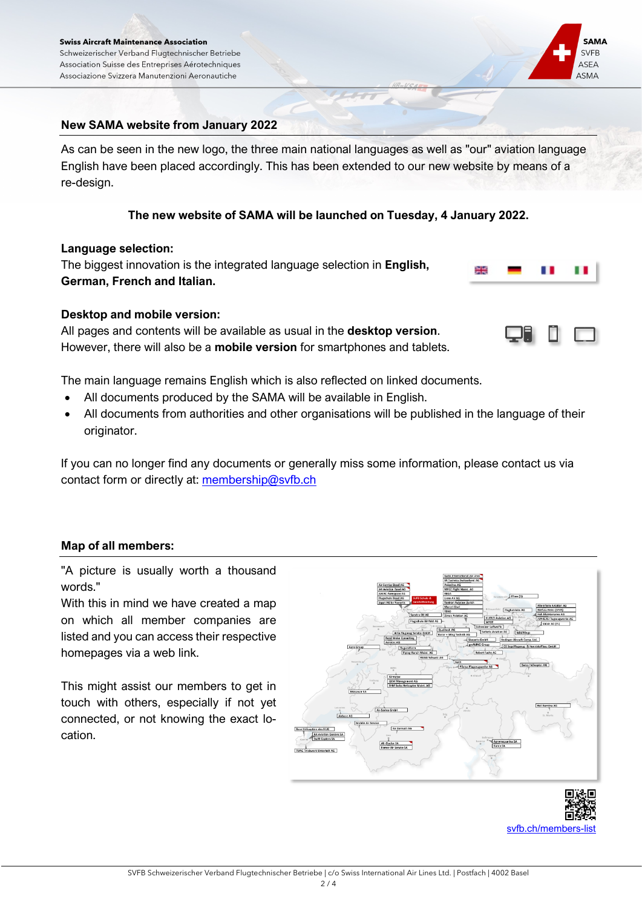**Swiss Aircraft Maintenance Association**
Schweizerischer Verband Flugtechnischer Betriebe
Association Suisse des Entreprises Aérotechniques
Associazione Svizzera Manutenzioni Aeronautiche

SAMA
SVFB
ASEA
ASMA

## New SAMA website from January 2022

As can be seen in the new logo, the three main national languages as well as "our" aviation language English have been placed accordingly. This has been extended to our new website by means of a re-design.

**The new website of SAMA will be launched on Tuesday, 4 January 2022.**

**Language selection:**
The biggest innovation is the integrated language selection in **English, German, French and Italian.**

**Desktop and mobile version:**
All pages and contents will be available as usual in the **desktop version**. However, there will also be a **mobile version** for smartphones and tablets.

The main language remains English which is also reflected on linked documents.

- All documents produced by the SAMA will be available in English.
- All documents from authorities and other organisations will be published in the language of their originator.

If you can no longer find any documents or generally miss some information, please contact us via contact form or directly at: membership@svfb.ch

## Map of all members:

"A picture is usually worth a thousand words."
With this in mind we have created a map on which all member companies are listed and you can access their respective homepages via a web link.

This might assist our members to get in touch with others, especially if not yet connected, or not knowing the exact location.

svfb.ch/members-list

SVFB Schweizerischer Verband Flugtechnischer Betriebe | c/o Swiss International Air Lines Ltd. | Postfach | 4002 Basel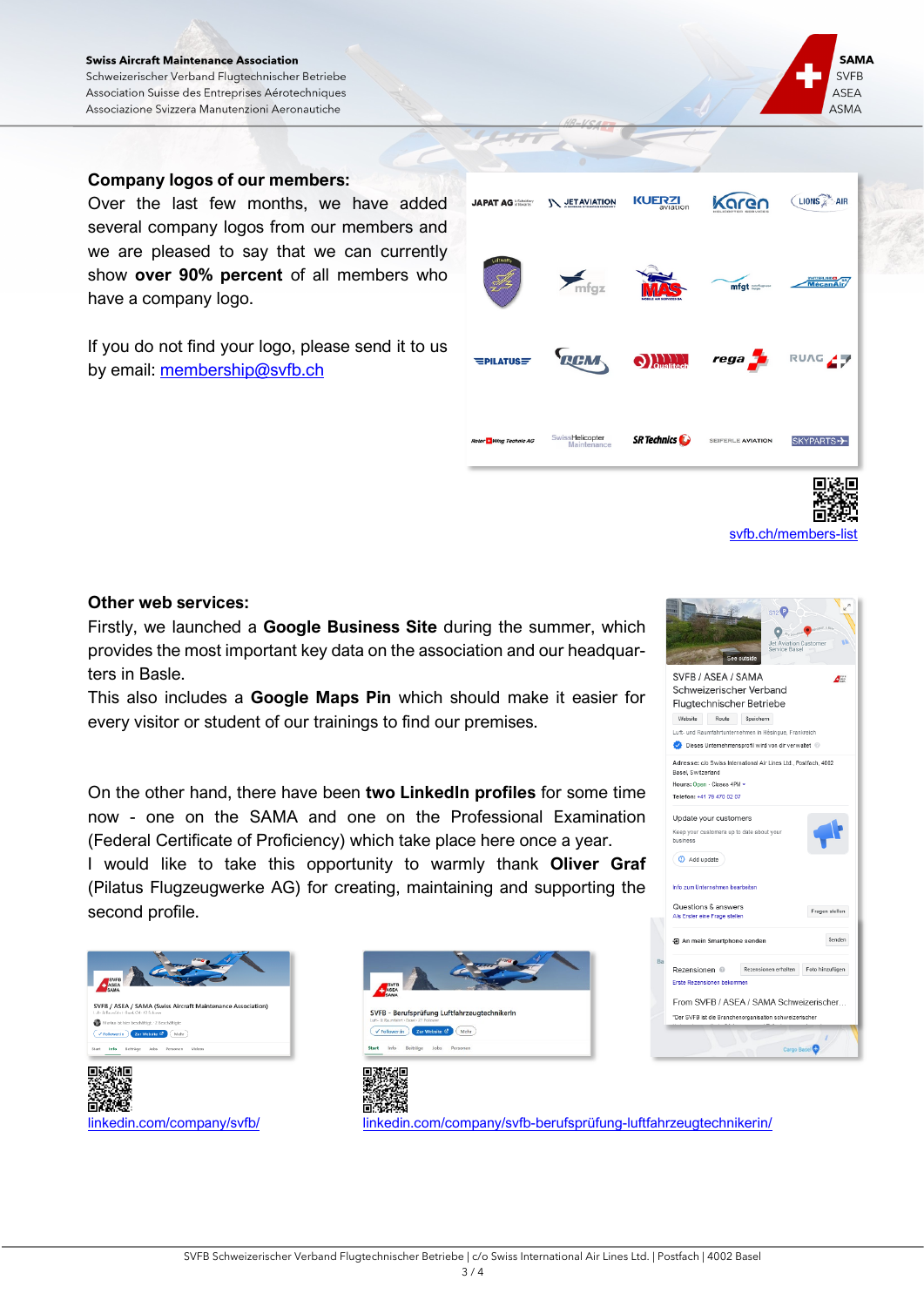## Company logos of our members:

Over the last few months, we have added several company logos from our members and we are pleased to say that we can currently show **over 90% percent** of all members who have a company logo.

If you do not find your logo, please send it to us by email: membership@svfb.ch

svfb.ch/members-list

## Other web services:

Firstly, we launched a **Google Business Site** during the summer, which provides the most important key data on the association and our headquarters in Basle.

This also includes a **Google Maps Pin** which should make it easier for every visitor or student of our trainings to find our premises.

On the other hand, there have been **two LinkedIn profiles** for some time now - one on the SAMA and one on the Professional Examination (Federal Certificate of Proficiency) which take place here once a year.

I would like to take this opportunity to warmly thank **Oliver Graf** (Pilatus Flugzeugwerke AG) for creating, maintaining and supporting the second profile.

linkedin.com/company/svfb/

linkedin.com/company/svfb-berufsprüfung-luftfahrzeugtechnikerin/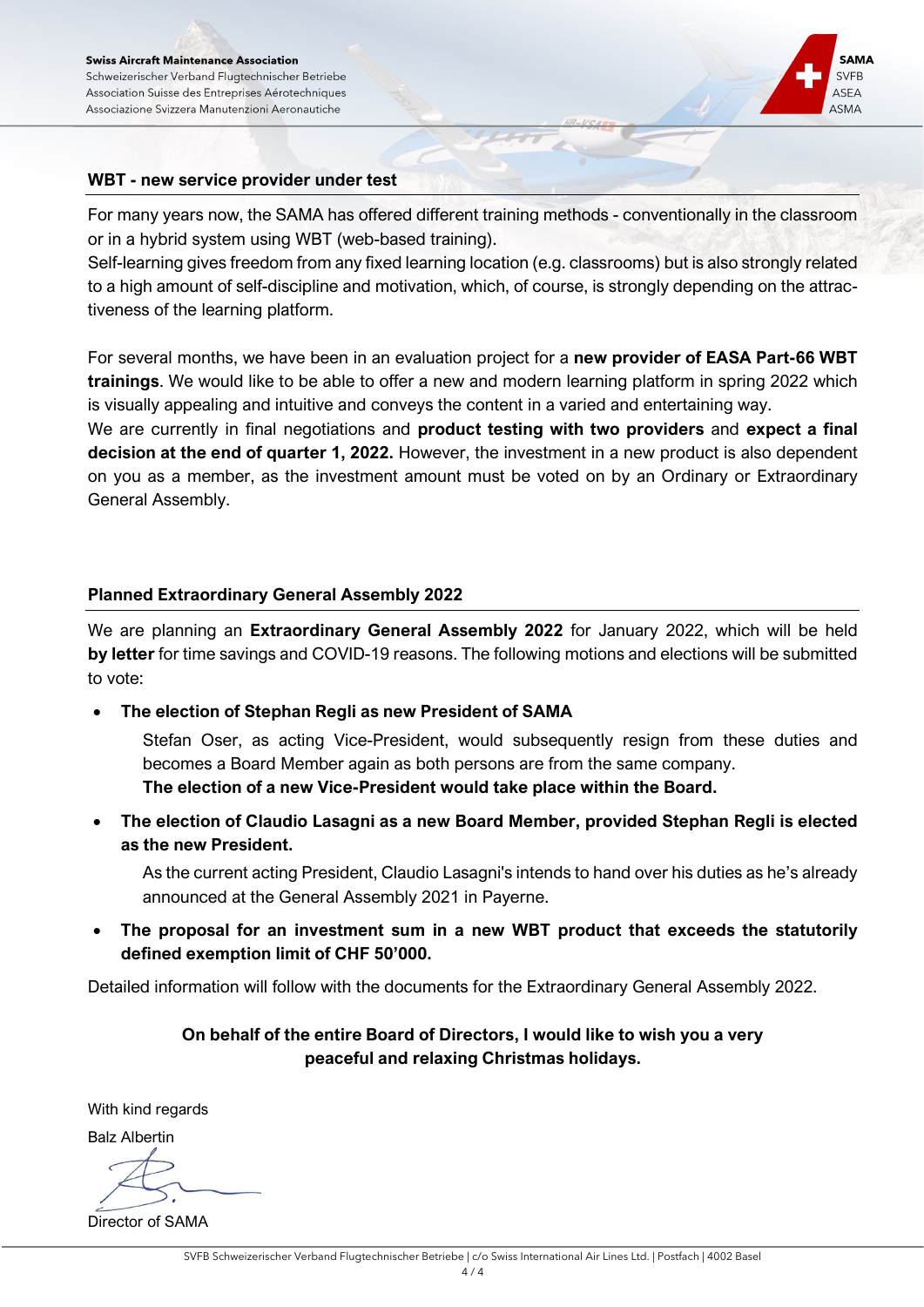## WBT - new service provider under test

For many years now, the SAMA has offered different training methods - conventionally in the classroom or in a hybrid system using WBT (web-based training).
Self-learning gives freedom from any fixed learning location (e.g. classrooms) but is also strongly related to a high amount of self-discipline and motivation, which, of course, is strongly depending on the attractiveness of the learning platform.

For several months, we have been in an evaluation project for a **new provider of EASA Part-66 WBT trainings**. We would like to be able to offer a new and modern learning platform in spring 2022 which is visually appealing and intuitive and conveys the content in a varied and entertaining way.
We are currently in final negotiations and **product testing with two providers** and **expect a final decision at the end of quarter 1, 2022.** However, the investment in a new product is also dependent on you as a member, as the investment amount must be voted on by an Ordinary or Extraordinary General Assembly.

## Planned Extraordinary General Assembly 2022

We are planning an **Extraordinary General Assembly 2022** for January 2022, which will be held **by letter** for time savings and COVID-19 reasons. The following motions and elections will be submitted to vote:

- **The election of Stephan Regli as new President of SAMA**

  Stefan Oser, as acting Vice-President, would subsequently resign from these duties and becomes a Board Member again as both persons are from the same company.
  **The election of a new Vice-President would take place within the Board.**

- **The election of Claudio Lasagni as a new Board Member, provided Stephan Regli is elected as the new President.**

  As the current acting President, Claudio Lasagni's intends to hand over his duties as he's already announced at the General Assembly 2021 in Payerne.

- **The proposal for an investment sum in a new WBT product that exceeds the statutorily defined exemption limit of CHF 50'000.**

Detailed information will follow with the documents for the Extraordinary General Assembly 2022.

**On behalf of the entire Board of Directors, I would like to wish you a very peaceful and relaxing Christmas holidays.**

With kind regards

Balz Albertin

Director of SAMA